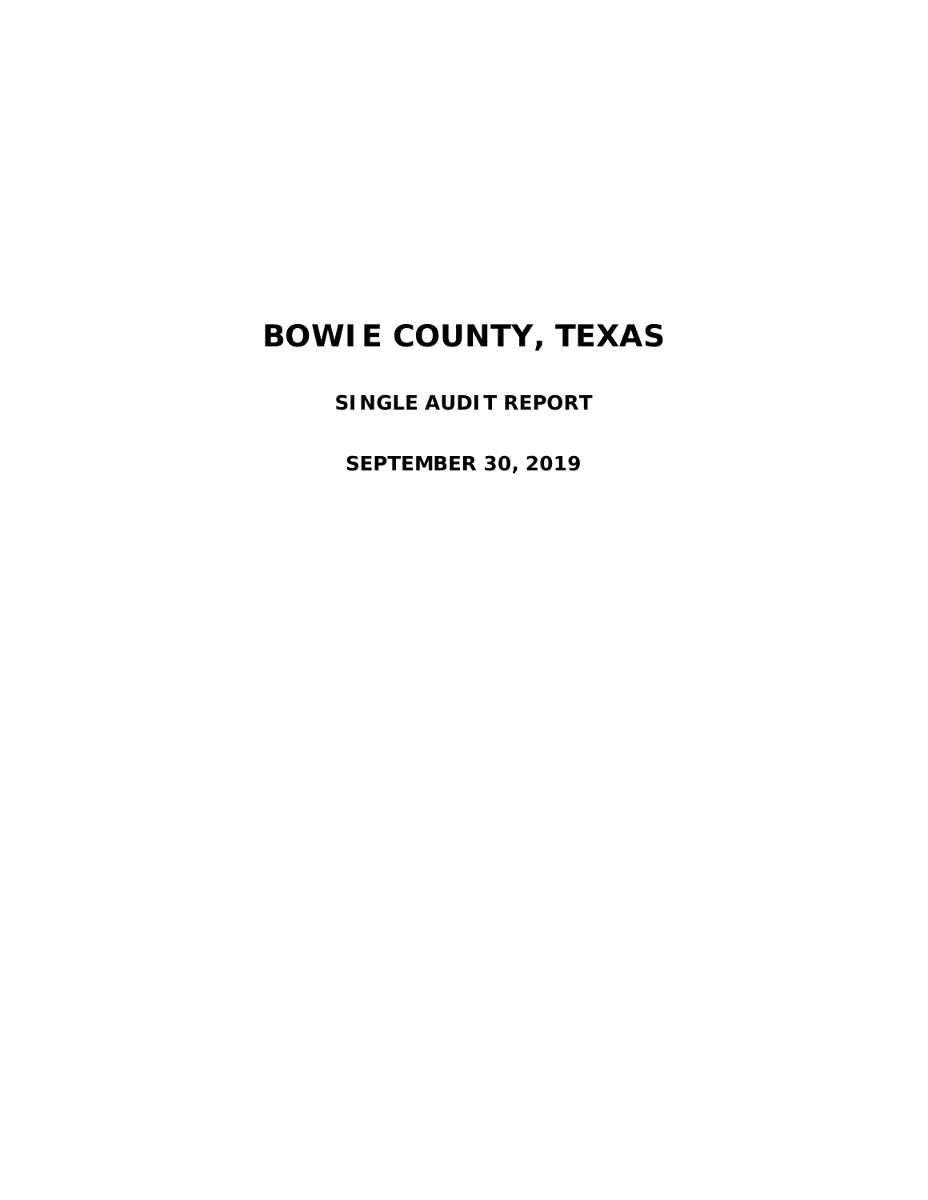# BOWIE COUNTY, TEXAS

## SINGLE AUDIT REPORT

## SEPTEMBER 30, 2019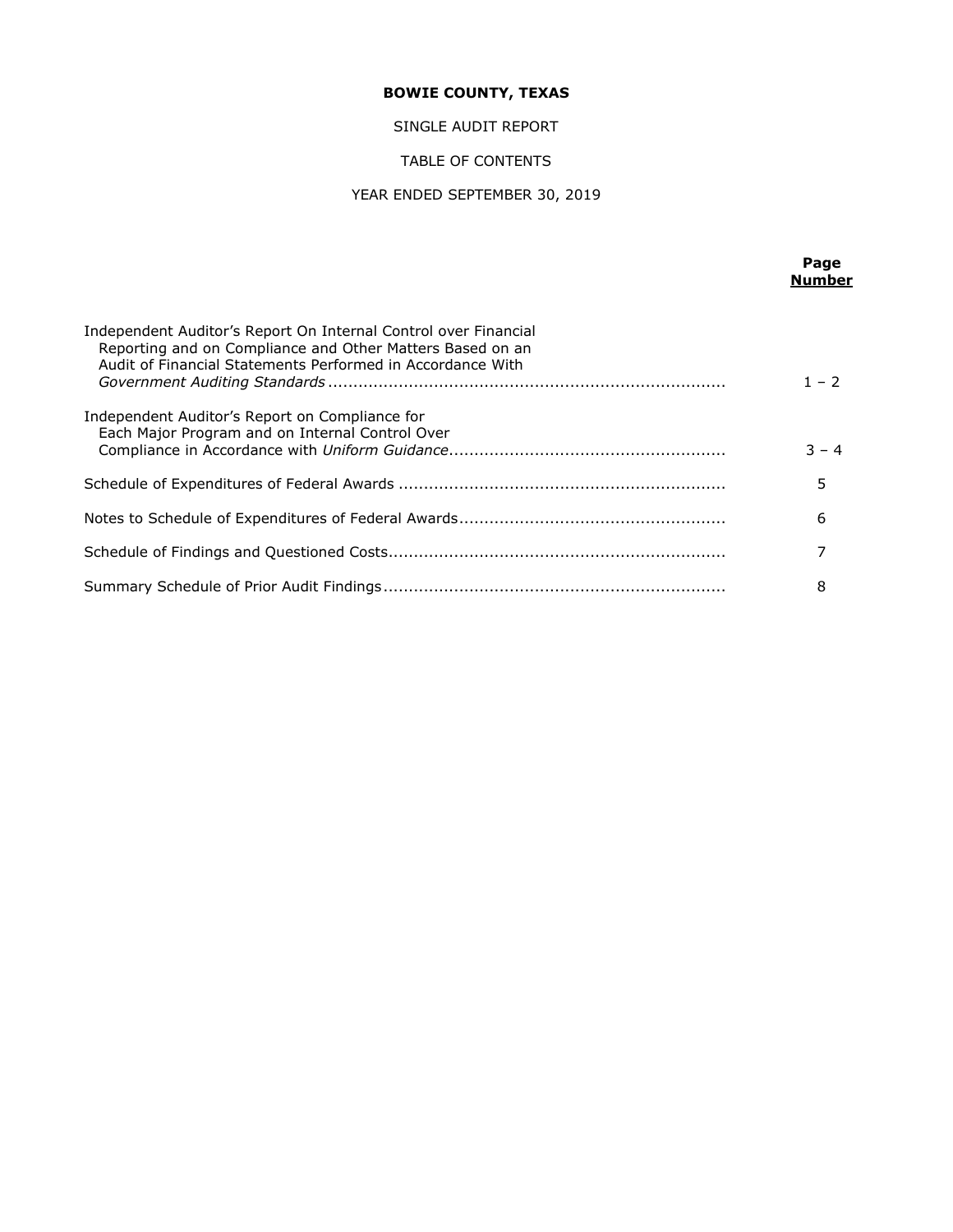**BOWIE COUNTY, TEXAS**

SINGLE AUDIT REPORT

TABLE OF CONTENTS

YEAR ENDED SEPTEMBER 30, 2019

| | Page Number |
|---|---|
| Independent Auditor's Report On Internal Control over Financial Reporting and on Compliance and Other Matters Based on an Audit of Financial Statements Performed in Accordance With *Government Auditing Standards* | 1 – 2 |
| Independent Auditor's Report on Compliance for Each Major Program and on Internal Control Over Compliance in Accordance with *Uniform Guidance* | 3 – 4 |
| Schedule of Expenditures of Federal Awards | 5 |
| Notes to Schedule of Expenditures of Federal Awards | 6 |
| Schedule of Findings and Questioned Costs | 7 |
| Summary Schedule of Prior Audit Findings | 8 |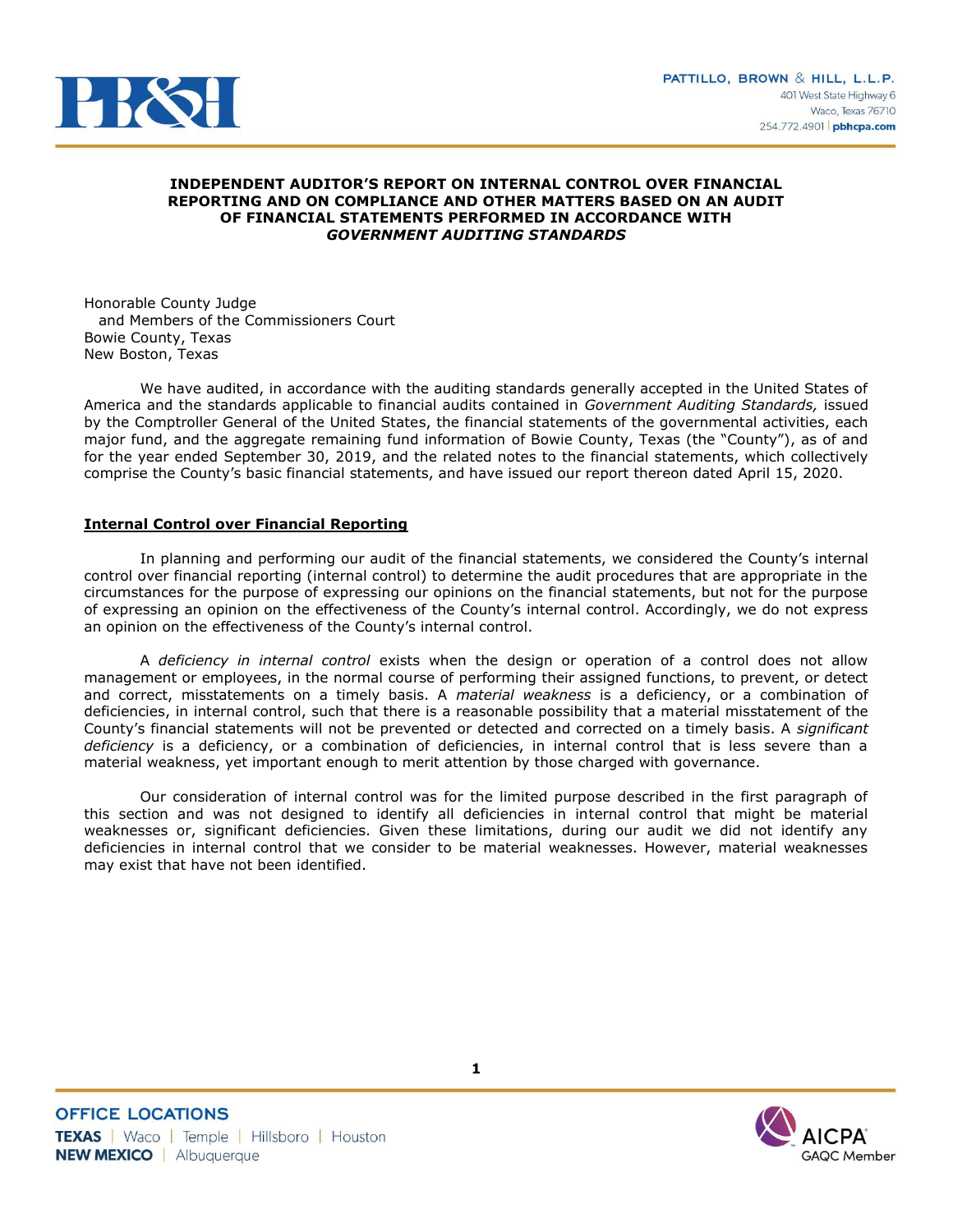PATTILLO, BROWN & HILL, L.L.P.
401 West State Highway 6
Waco, Texas 76710
254.772.4901 | pbhcpa.com

**INDEPENDENT AUDITOR'S REPORT ON INTERNAL CONTROL OVER FINANCIAL REPORTING AND ON COMPLIANCE AND OTHER MATTERS BASED ON AN AUDIT OF FINANCIAL STATEMENTS PERFORMED IN ACCORDANCE WITH *GOVERNMENT AUDITING STANDARDS***

Honorable County Judge
and Members of the Commissioners Court
Bowie County, Texas
New Boston, Texas

We have audited, in accordance with the auditing standards generally accepted in the United States of America and the standards applicable to financial audits contained in *Government Auditing Standards,* issued by the Comptroller General of the United States, the financial statements of the governmental activities, each major fund, and the aggregate remaining fund information of Bowie County, Texas (the "County"), as of and for the year ended September 30, 2019, and the related notes to the financial statements, which collectively comprise the County's basic financial statements, and have issued our report thereon dated April 15, 2020.

**Internal Control over Financial Reporting**

In planning and performing our audit of the financial statements, we considered the County's internal control over financial reporting (internal control) to determine the audit procedures that are appropriate in the circumstances for the purpose of expressing our opinions on the financial statements, but not for the purpose of expressing an opinion on the effectiveness of the County's internal control. Accordingly, we do not express an opinion on the effectiveness of the County's internal control.

A *deficiency in internal control* exists when the design or operation of a control does not allow management or employees, in the normal course of performing their assigned functions, to prevent, or detect and correct, misstatements on a timely basis. A *material weakness* is a deficiency, or a combination of deficiencies, in internal control, such that there is a reasonable possibility that a material misstatement of the County's financial statements will not be prevented or detected and corrected on a timely basis. A *significant deficiency* is a deficiency, or a combination of deficiencies, in internal control that is less severe than a material weakness, yet important enough to merit attention by those charged with governance.

Our consideration of internal control was for the limited purpose described in the first paragraph of this section and was not designed to identify all deficiencies in internal control that might be material weaknesses or, significant deficiencies. Given these limitations, during our audit we did not identify any deficiencies in internal control that we consider to be material weaknesses. However, material weaknesses may exist that have not been identified.

OFFICE LOCATIONS
TEXAS | Waco | Temple | Hillsboro | Houston
NEW MEXICO | Albuquerque

AICPA GAQC Member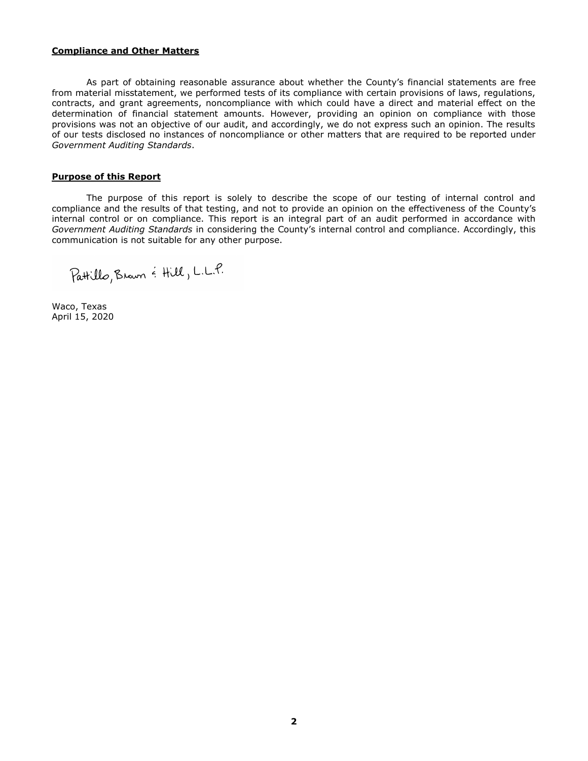**Compliance and Other Matters**

As part of obtaining reasonable assurance about whether the County's financial statements are free from material misstatement, we performed tests of its compliance with certain provisions of laws, regulations, contracts, and grant agreements, noncompliance with which could have a direct and material effect on the determination of financial statement amounts. However, providing an opinion on compliance with those provisions was not an objective of our audit, and accordingly, we do not express such an opinion. The results of our tests disclosed no instances of noncompliance or other matters that are required to be reported under *Government Auditing Standards*.

**Purpose of this Report**

The purpose of this report is solely to describe the scope of our testing of internal control and compliance and the results of that testing, and not to provide an opinion on the effectiveness of the County's internal control or on compliance. This report is an integral part of an audit performed in accordance with *Government Auditing Standards* in considering the County's internal control and compliance. Accordingly, this communication is not suitable for any other purpose.

Pattillo, Brown & Hill, L.L.P.

Waco, Texas
April 15, 2020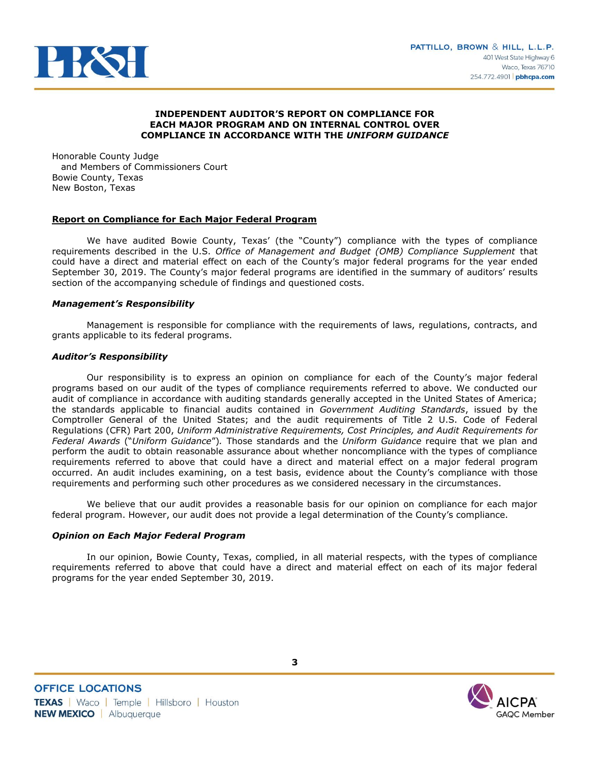PATTILLO, BROWN & HILL, L.L.P.
401 West State Highway 6
Waco, Texas 76710
254.772.4901 | pbhcpa.com

**INDEPENDENT AUDITOR'S REPORT ON COMPLIANCE FOR EACH MAJOR PROGRAM AND ON INTERNAL CONTROL OVER COMPLIANCE IN ACCORDANCE WITH THE *UNIFORM GUIDANCE***

Honorable County Judge
and Members of Commissioners Court
Bowie County, Texas
New Boston, Texas

**Report on Compliance for Each Major Federal Program**

We have audited Bowie County, Texas' (the "County") compliance with the types of compliance requirements described in the U.S. *Office of Management and Budget (OMB) Compliance Supplement* that could have a direct and material effect on each of the County's major federal programs for the year ended September 30, 2019. The County's major federal programs are identified in the summary of auditors' results section of the accompanying schedule of findings and questioned costs.

***Management's Responsibility***

Management is responsible for compliance with the requirements of laws, regulations, contracts, and grants applicable to its federal programs.

***Auditor's Responsibility***

Our responsibility is to express an opinion on compliance for each of the County's major federal programs based on our audit of the types of compliance requirements referred to above. We conducted our audit of compliance in accordance with auditing standards generally accepted in the United States of America; the standards applicable to financial audits contained in *Government Auditing Standards*, issued by the Comptroller General of the United States; and the audit requirements of Title 2 U.S. Code of Federal Regulations (CFR) Part 200, *Uniform Administrative Requirements, Cost Principles, and Audit Requirements for Federal Awards* ("*Uniform Guidance*"). Those standards and the *Uniform Guidance* require that we plan and perform the audit to obtain reasonable assurance about whether noncompliance with the types of compliance requirements referred to above that could have a direct and material effect on a major federal program occurred. An audit includes examining, on a test basis, evidence about the County's compliance with those requirements and performing such other procedures as we considered necessary in the circumstances.

We believe that our audit provides a reasonable basis for our opinion on compliance for each major federal program. However, our audit does not provide a legal determination of the County's compliance.

***Opinion on Each Major Federal Program***

In our opinion, Bowie County, Texas, complied, in all material respects, with the types of compliance requirements referred to above that could have a direct and material effect on each of its major federal programs for the year ended September 30, 2019.

OFFICE LOCATIONS
TEXAS | Waco | Temple | Hillsboro | Houston
NEW MEXICO | Albuquerque

AICPA GAQC Member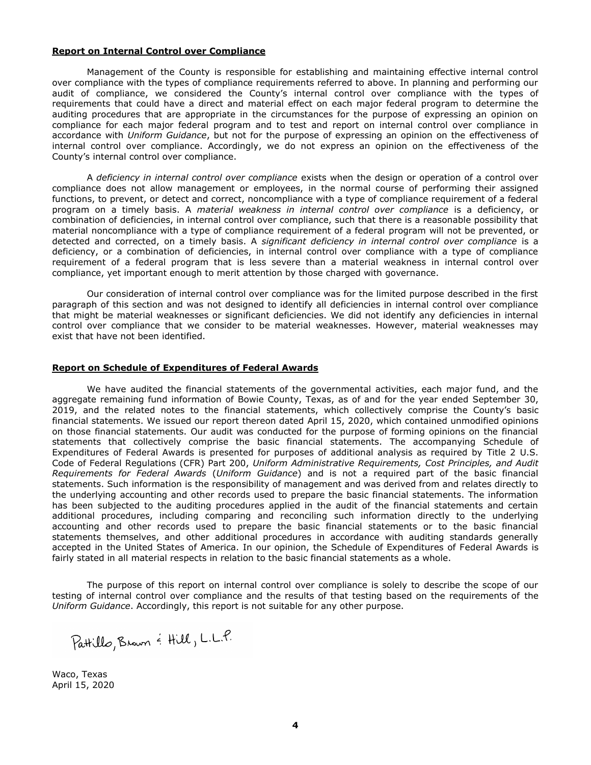**Report on Internal Control over Compliance**

Management of the County is responsible for establishing and maintaining effective internal control over compliance with the types of compliance requirements referred to above. In planning and performing our audit of compliance, we considered the County's internal control over compliance with the types of requirements that could have a direct and material effect on each major federal program to determine the auditing procedures that are appropriate in the circumstances for the purpose of expressing an opinion on compliance for each major federal program and to test and report on internal control over compliance in accordance with *Uniform Guidance*, but not for the purpose of expressing an opinion on the effectiveness of internal control over compliance. Accordingly, we do not express an opinion on the effectiveness of the County's internal control over compliance.

A *deficiency in internal control over compliance* exists when the design or operation of a control over compliance does not allow management or employees, in the normal course of performing their assigned functions, to prevent, or detect and correct, noncompliance with a type of compliance requirement of a federal program on a timely basis. A *material weakness in internal control over compliance* is a deficiency, or combination of deficiencies, in internal control over compliance, such that there is a reasonable possibility that material noncompliance with a type of compliance requirement of a federal program will not be prevented, or detected and corrected, on a timely basis. A *significant deficiency in internal control over compliance* is a deficiency, or a combination of deficiencies, in internal control over compliance with a type of compliance requirement of a federal program that is less severe than a material weakness in internal control over compliance, yet important enough to merit attention by those charged with governance.

Our consideration of internal control over compliance was for the limited purpose described in the first paragraph of this section and was not designed to identify all deficiencies in internal control over compliance that might be material weaknesses or significant deficiencies. We did not identify any deficiencies in internal control over compliance that we consider to be material weaknesses. However, material weaknesses may exist that have not been identified.

**Report on Schedule of Expenditures of Federal Awards**

We have audited the financial statements of the governmental activities, each major fund, and the aggregate remaining fund information of Bowie County, Texas, as of and for the year ended September 30, 2019, and the related notes to the financial statements, which collectively comprise the County's basic financial statements. We issued our report thereon dated April 15, 2020, which contained unmodified opinions on those financial statements. Our audit was conducted for the purpose of forming opinions on the financial statements that collectively comprise the basic financial statements. The accompanying Schedule of Expenditures of Federal Awards is presented for purposes of additional analysis as required by Title 2 U.S. Code of Federal Regulations (CFR) Part 200, *Uniform Administrative Requirements, Cost Principles, and Audit Requirements for Federal Awards* (*Uniform Guidance*) and is not a required part of the basic financial statements. Such information is the responsibility of management and was derived from and relates directly to the underlying accounting and other records used to prepare the basic financial statements. The information has been subjected to the auditing procedures applied in the audit of the financial statements and certain additional procedures, including comparing and reconciling such information directly to the underlying accounting and other records used to prepare the basic financial statements or to the basic financial statements themselves, and other additional procedures in accordance with auditing standards generally accepted in the United States of America. In our opinion, the Schedule of Expenditures of Federal Awards is fairly stated in all material respects in relation to the basic financial statements as a whole.

The purpose of this report on internal control over compliance is solely to describe the scope of our testing of internal control over compliance and the results of that testing based on the requirements of the *Uniform Guidance*. Accordingly, this report is not suitable for any other purpose.

Pattillo, Brown & Hill, L.L.P.

Waco, Texas
April 15, 2020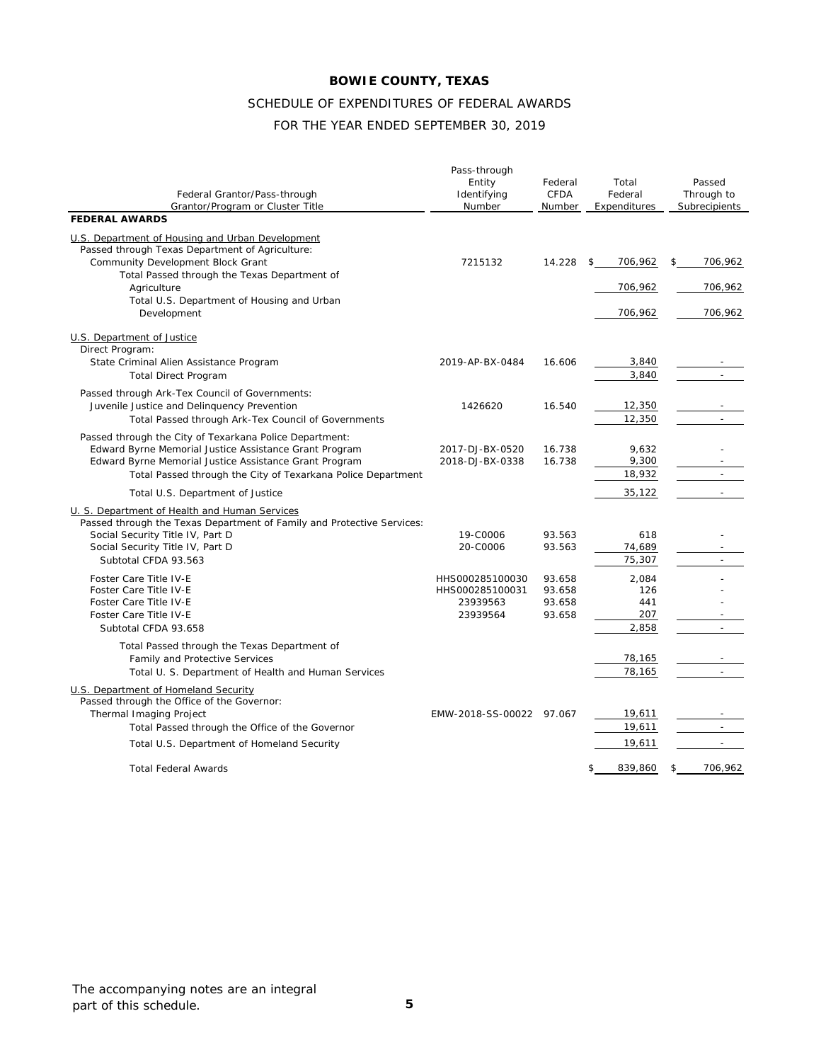# BOWIE COUNTY, TEXAS

## SCHEDULE OF EXPENDITURES OF FEDERAL AWARDS

## FOR THE YEAR ENDED SEPTEMBER 30, 2019

| Federal Grantor/Pass-through Grantor/Program or Cluster Title | Pass-through Entity Identifying Number | Federal CFDA Number | Total Federal Expenditures | Passed Through to Subrecipients |
|---|---|---|---|---|
| **FEDERAL AWARDS** | | | | |
| U.S. Department of Housing and Urban Development | | | | |
| Passed through Texas Department of Agriculture: | | | | |
| Community Development Block Grant | 7215132 | 14.228 | $ 706,962 | $ 706,962 |
| Total Passed through the Texas Department of Agriculture | | | 706,962 | 706,962 |
| Total U.S. Department of Housing and Urban Development | | | 706,962 | 706,962 |
| U.S. Department of Justice | | | | |
| Direct Program: | | | | |
| State Criminal Alien Assistance Program | 2019-AP-BX-0484 | 16.606 | 3,840 | - |
| Total Direct Program | | | 3,840 | - |
| Passed through Ark-Tex Council of Governments: | | | | |
| Juvenile Justice and Delinquency Prevention | 1426620 | 16.540 | 12,350 | - |
| Total Passed through Ark-Tex Council of Governments | | | 12,350 | - |
| Passed through the City of Texarkana Police Department: | | | | |
| Edward Byrne Memorial Justice Assistance Grant Program | 2017-DJ-BX-0520 | 16.738 | 9,632 | - |
| Edward Byrne Memorial Justice Assistance Grant Program | 2018-DJ-BX-0338 | 16.738 | 9,300 | - |
| Total Passed through the City of Texarkana Police Department | | | 18,932 | - |
| Total U.S. Department of Justice | | | 35,122 | - |
| U. S. Department of Health and Human Services | | | | |
| Passed through the Texas Department of Family and Protective Services: | | | | |
| Social Security Title IV, Part D | 19-C0006 | 93.563 | 618 | - |
| Social Security Title IV, Part D | 20-C0006 | 93.563 | 74,689 | - |
| Subtotal CFDA 93.563 | | | 75,307 | - |
| Foster Care Title IV-E | HHS000285100030 | 93.658 | 2,084 | - |
| Foster Care Title IV-E | HHS000285100031 | 93.658 | 126 | - |
| Foster Care Title IV-E | 23939563 | 93.658 | 441 | - |
| Foster Care Title IV-E | 23939564 | 93.658 | 207 | - |
| Subtotal CFDA 93.658 | | | 2,858 | - |
| Total Passed through the Texas Department of Family and Protective Services | | | 78,165 | - |
| Total U. S. Department of Health and Human Services | | | 78,165 | - |
| U.S. Department of Homeland Security | | | | |
| Passed through the Office of the Governor: | | | | |
| Thermal Imaging Project | EMW-2018-SS-00022 | 97.067 | 19,611 | - |
| Total Passed through the Office of the Governor | | | 19,611 | - |
| Total U.S. Department of Homeland Security | | | 19,611 | - |
| Total Federal Awards | | | $ 839,860 | $ 706,962 |

The accompanying notes are an integral part of this schedule.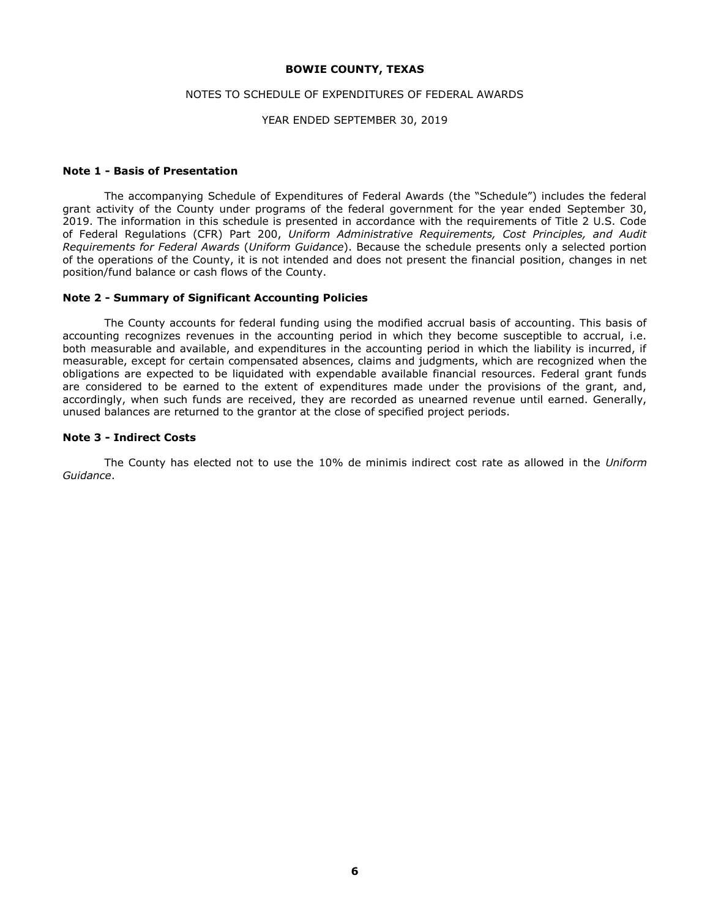**BOWIE COUNTY, TEXAS**

NOTES TO SCHEDULE OF EXPENDITURES OF FEDERAL AWARDS

YEAR ENDED SEPTEMBER 30, 2019

**Note 1 - Basis of Presentation**

The accompanying Schedule of Expenditures of Federal Awards (the "Schedule") includes the federal grant activity of the County under programs of the federal government for the year ended September 30, 2019. The information in this schedule is presented in accordance with the requirements of Title 2 U.S. Code of Federal Regulations (CFR) Part 200, *Uniform Administrative Requirements, Cost Principles, and Audit Requirements for Federal Awards* (*Uniform Guidance*). Because the schedule presents only a selected portion of the operations of the County, it is not intended and does not present the financial position, changes in net position/fund balance or cash flows of the County.

**Note 2 - Summary of Significant Accounting Policies**

The County accounts for federal funding using the modified accrual basis of accounting. This basis of accounting recognizes revenues in the accounting period in which they become susceptible to accrual, i.e. both measurable and available, and expenditures in the accounting period in which the liability is incurred, if measurable, except for certain compensated absences, claims and judgments, which are recognized when the obligations are expected to be liquidated with expendable available financial resources. Federal grant funds are considered to be earned to the extent of expenditures made under the provisions of the grant, and, accordingly, when such funds are received, they are recorded as unearned revenue until earned. Generally, unused balances are returned to the grantor at the close of specified project periods.

**Note 3 - Indirect Costs**

The County has elected not to use the 10% de minimis indirect cost rate as allowed in the *Uniform Guidance*.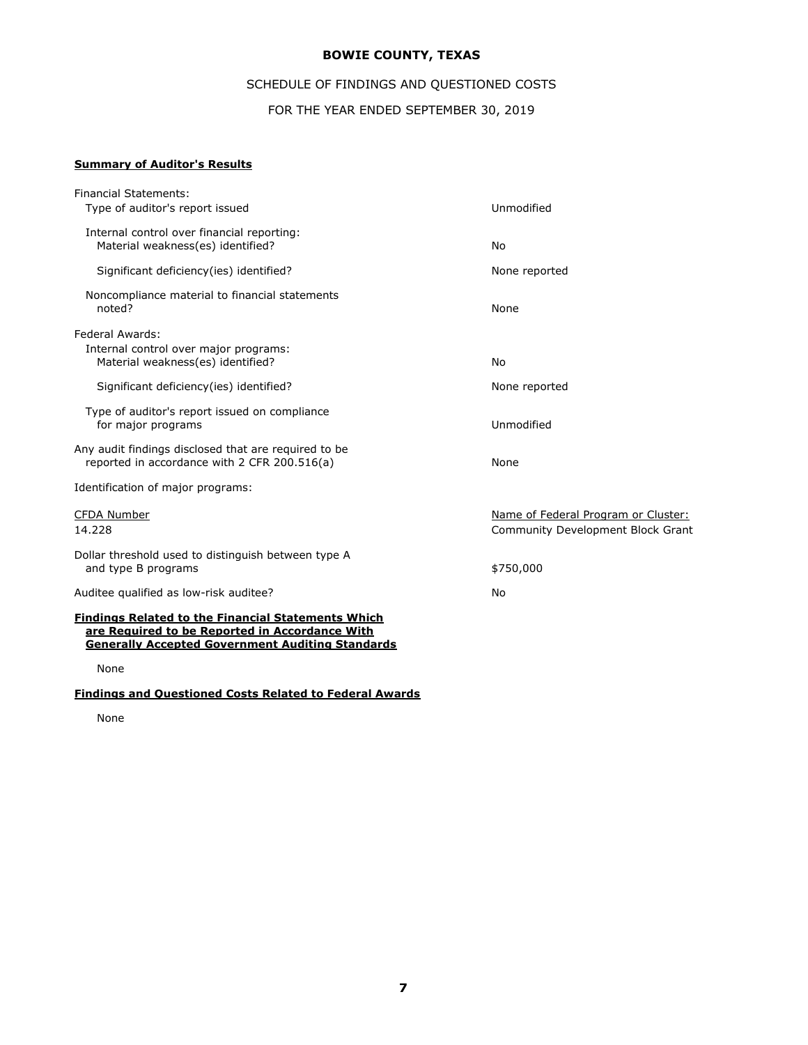# BOWIE COUNTY, TEXAS

## SCHEDULE OF FINDINGS AND QUESTIONED COSTS

## FOR THE YEAR ENDED SEPTEMBER 30, 2019

**Summary of Auditor's Results**

| | |
|---|---|
| Financial Statements: | |
| Type of auditor's report issued | Unmodified |
| Internal control over financial reporting: | |
| Material weakness(es) identified? | No |
| Significant deficiency(ies) identified? | None reported |
| Noncompliance material to financial statements noted? | None |
| Federal Awards: | |
| Internal control over major programs: | |
| Material weakness(es) identified? | No |
| Significant deficiency(ies) identified? | None reported |
| Type of auditor's report issued on compliance for major programs | Unmodified |
| Any audit findings disclosed that are required to be reported in accordance with 2 CFR 200.516(a) | None |
| Identification of major programs: | |
| CFDA Number | Name of Federal Program or Cluster: |
| 14.228 | Community Development Block Grant |
| Dollar threshold used to distinguish between type A and type B programs | $750,000 |
| Auditee qualified as low-risk auditee? | No |

**Findings Related to the Financial Statements Which are Required to be Reported in Accordance With Generally Accepted Government Auditing Standards**

None

**Findings and Questioned Costs Related to Federal Awards**

None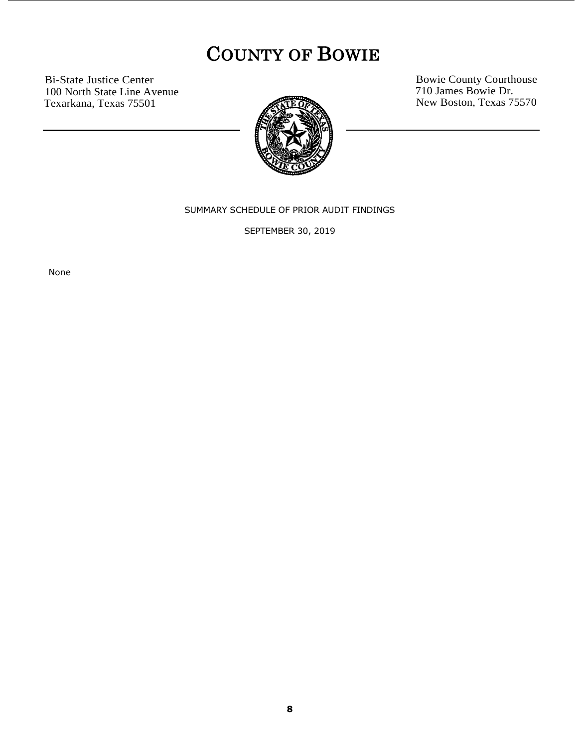# COUNTY OF BOWIE

Bi-State Justice Center
100 North State Line Avenue
Texarkana, Texas 75501

Bowie County Courthouse
710 James Bowie Dr.
New Boston, Texas 75570

SUMMARY SCHEDULE OF PRIOR AUDIT FINDINGS

SEPTEMBER 30, 2019

None